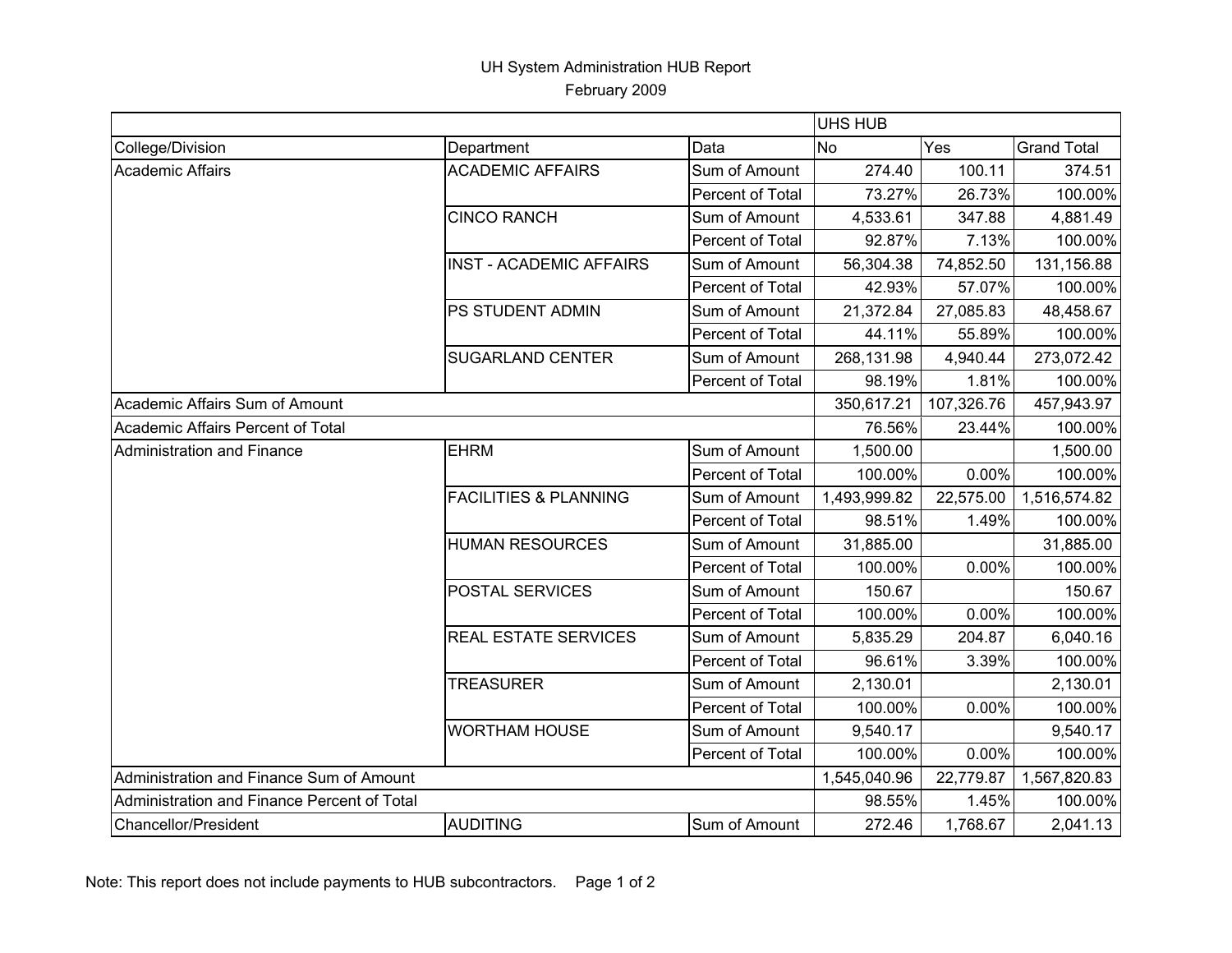UH System Administration HUB Report

February 2009

| | | | UHS HUB | | |
|---|---|---|---|---|---|
| College/Division | Department | Data | No | Yes | Grand Total |
| Academic Affairs | ACADEMIC AFFAIRS | Sum of Amount | 274.40 | 100.11 | 374.51 |
| | | Percent of Total | 73.27% | 26.73% | 100.00% |
| | CINCO RANCH | Sum of Amount | 4,533.61 | 347.88 | 4,881.49 |
| | | Percent of Total | 92.87% | 7.13% | 100.00% |
| | INST - ACADEMIC AFFAIRS | Sum of Amount | 56,304.38 | 74,852.50 | 131,156.88 |
| | | Percent of Total | 42.93% | 57.07% | 100.00% |
| | PS STUDENT ADMIN | Sum of Amount | 21,372.84 | 27,085.83 | 48,458.67 |
| | | Percent of Total | 44.11% | 55.89% | 100.00% |
| | SUGARLAND CENTER | Sum of Amount | 268,131.98 | 4,940.44 | 273,072.42 |
| | | Percent of Total | 98.19% | 1.81% | 100.00% |
| Academic Affairs Sum of Amount | | | 350,617.21 | 107,326.76 | 457,943.97 |
| Academic Affairs Percent of Total | | | 76.56% | 23.44% | 100.00% |
| Administration and Finance | EHRM | Sum of Amount | 1,500.00 | | 1,500.00 |
| | | Percent of Total | 100.00% | 0.00% | 100.00% |
| | FACILITIES & PLANNING | Sum of Amount | 1,493,999.82 | 22,575.00 | 1,516,574.82 |
| | | Percent of Total | 98.51% | 1.49% | 100.00% |
| | HUMAN RESOURCES | Sum of Amount | 31,885.00 | | 31,885.00 |
| | | Percent of Total | 100.00% | 0.00% | 100.00% |
| | POSTAL SERVICES | Sum of Amount | 150.67 | | 150.67 |
| | | Percent of Total | 100.00% | 0.00% | 100.00% |
| | REAL ESTATE SERVICES | Sum of Amount | 5,835.29 | 204.87 | 6,040.16 |
| | | Percent of Total | 96.61% | 3.39% | 100.00% |
| | TREASURER | Sum of Amount | 2,130.01 | | 2,130.01 |
| | | Percent of Total | 100.00% | 0.00% | 100.00% |
| | WORTHAM HOUSE | Sum of Amount | 9,540.17 | | 9,540.17 |
| | | Percent of Total | 100.00% | 0.00% | 100.00% |
| Administration and Finance Sum of Amount | | | 1,545,040.96 | 22,779.87 | 1,567,820.83 |
| Administration and Finance Percent of Total | | | 98.55% | 1.45% | 100.00% |
| Chancellor/President | AUDITING | Sum of Amount | 272.46 | 1,768.67 | 2,041.13 |

Note: This report does not include payments to HUB subcontractors.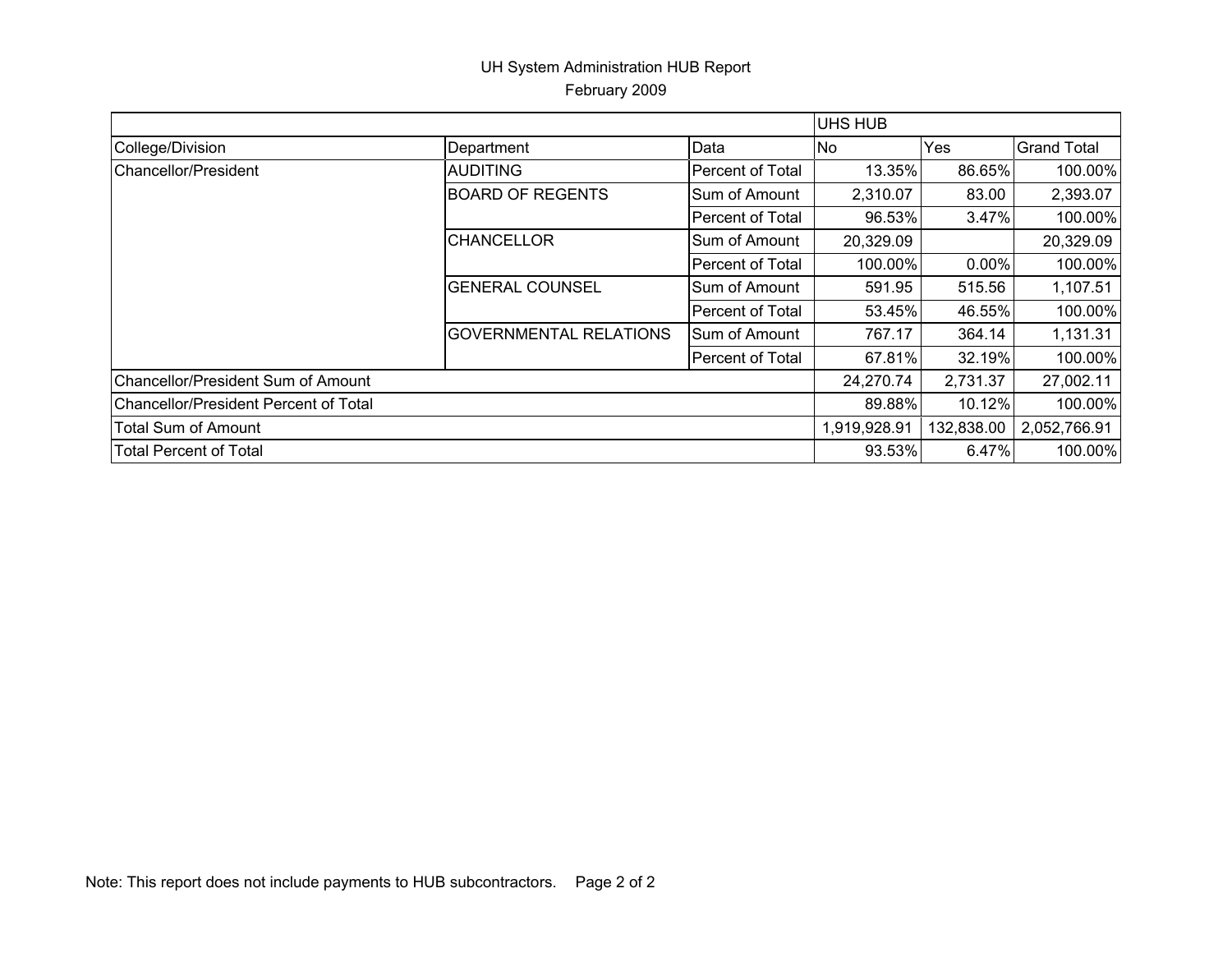UH System Administration HUB Report

February 2009

| | | | UHS HUB | | |
|---|---|---|---|---|---|
| College/Division | Department | Data | No | Yes | Grand Total |
| Chancellor/President | AUDITING | Percent of Total | 13.35% | 86.65% | 100.00% |
| | BOARD OF REGENTS | Sum of Amount | 2,310.07 | 83.00 | 2,393.07 |
| | | Percent of Total | 96.53% | 3.47% | 100.00% |
| | CHANCELLOR | Sum of Amount | 20,329.09 | | 20,329.09 |
| | | Percent of Total | 100.00% | 0.00% | 100.00% |
| | GENERAL COUNSEL | Sum of Amount | 591.95 | 515.56 | 1,107.51 |
| | | Percent of Total | 53.45% | 46.55% | 100.00% |
| | GOVERNMENTAL RELATIONS | Sum of Amount | 767.17 | 364.14 | 1,131.31 |
| | | Percent of Total | 67.81% | 32.19% | 100.00% |
| Chancellor/President Sum of Amount | | | 24,270.74 | 2,731.37 | 27,002.11 |
| Chancellor/President Percent of Total | | | 89.88% | 10.12% | 100.00% |
| Total Sum of Amount | | | 1,919,928.91 | 132,838.00 | 2,052,766.91 |
| Total Percent of Total | | | 93.53% | 6.47% | 100.00% |

Note: This report does not include payments to HUB subcontractors.